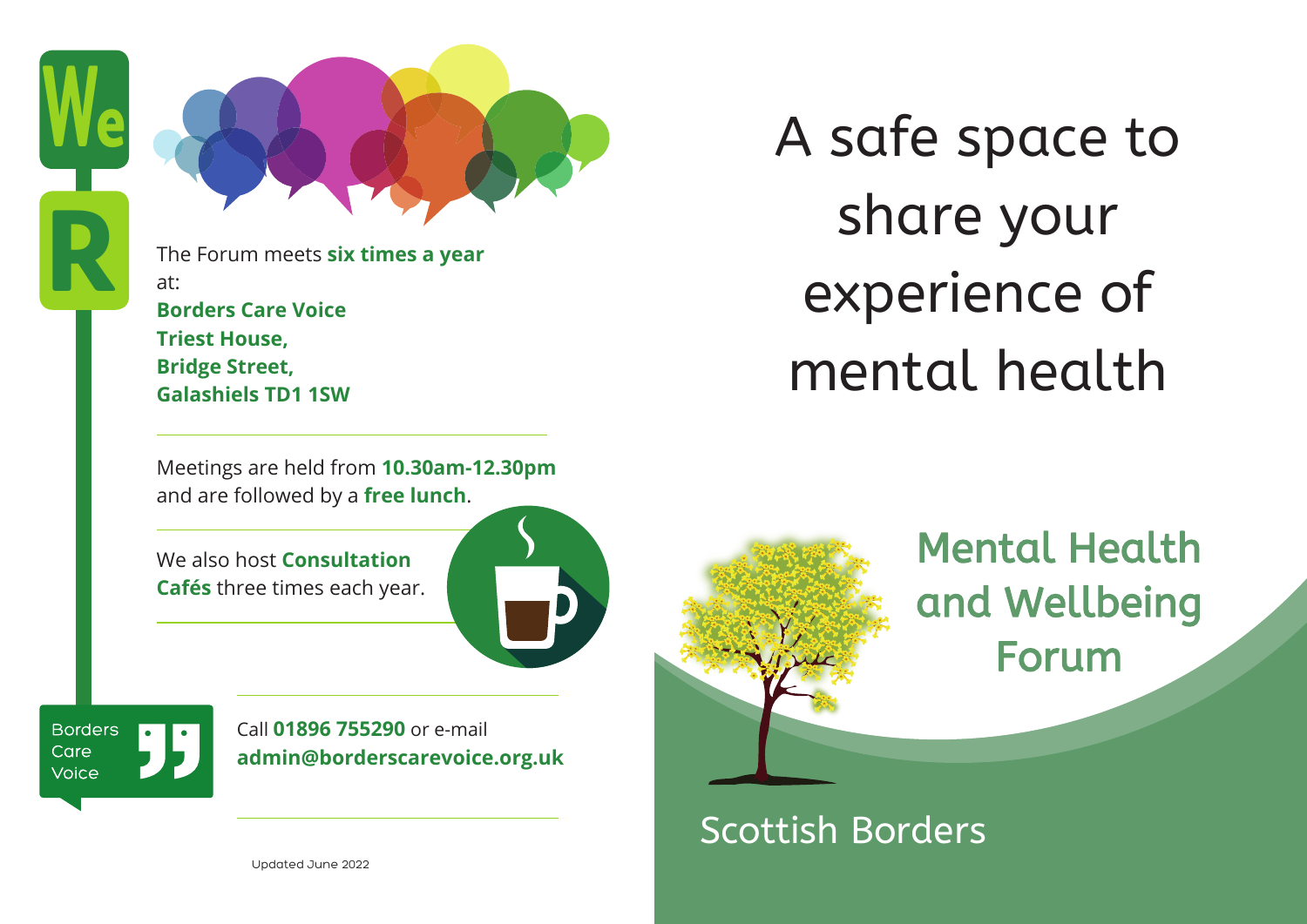The Forum meets **six times a year** at:
**Borders Care Voice**
**Triest House,**
**Bridge Street,**
**Galashiels TD1 1SW**

Meetings are held from **10.30am-12.30pm** and are followed by a **free lunch**.

We also host **Consultation Cafés** three times each year.

Borders Care Voice

Call **01896 755290** or e-mail **admin@borderscarevoice.org.uk**

Updated June 2022

# A safe space to share your experience of mental health

## Mental Health and Wellbeing Forum

Scottish Borders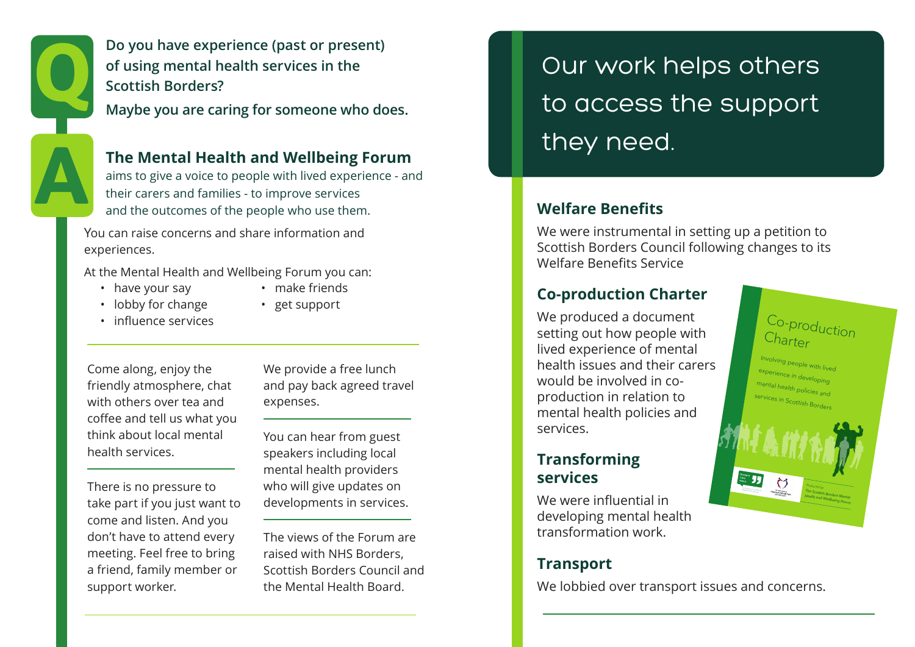**Q** Do you have experience (past or present) of using mental health services in the Scottish Borders?

Maybe you are caring for someone who does.

**A**

## The Mental Health and Wellbeing Forum

aims to give a voice to people with lived experience - and their carers and families - to improve services and the outcomes of the people who use them.

You can raise concerns and share information and experiences.

At the Mental Health and Wellbeing Forum you can:

- have your say
- lobby for change
- influence services
- make friends
- get support

Come along, enjoy the friendly atmosphere, chat with others over tea and coffee and tell us what you think about local mental health services.

There is no pressure to take part if you just want to come and listen. And you don't have to attend every meeting. Feel free to bring a friend, family member or support worker.

We provide a free lunch and pay back agreed travel expenses.

You can hear from guest speakers including local mental health providers who will give updates on developments in services.

The views of the Forum are raised with NHS Borders, Scottish Borders Council and the Mental Health Board.

# Our work helps others to access the support they need.

### Welfare Benefits

We were instrumental in setting up a petition to Scottish Borders Council following changes to its Welfare Benefits Service

### Co-production Charter

We produced a document setting out how people with lived experience of mental health issues and their carers would be involved in co-production in relation to mental health policies and services.

### Transforming services

We were influential in developing mental health transformation work.

### Transport

We lobbied over transport issues and concerns.